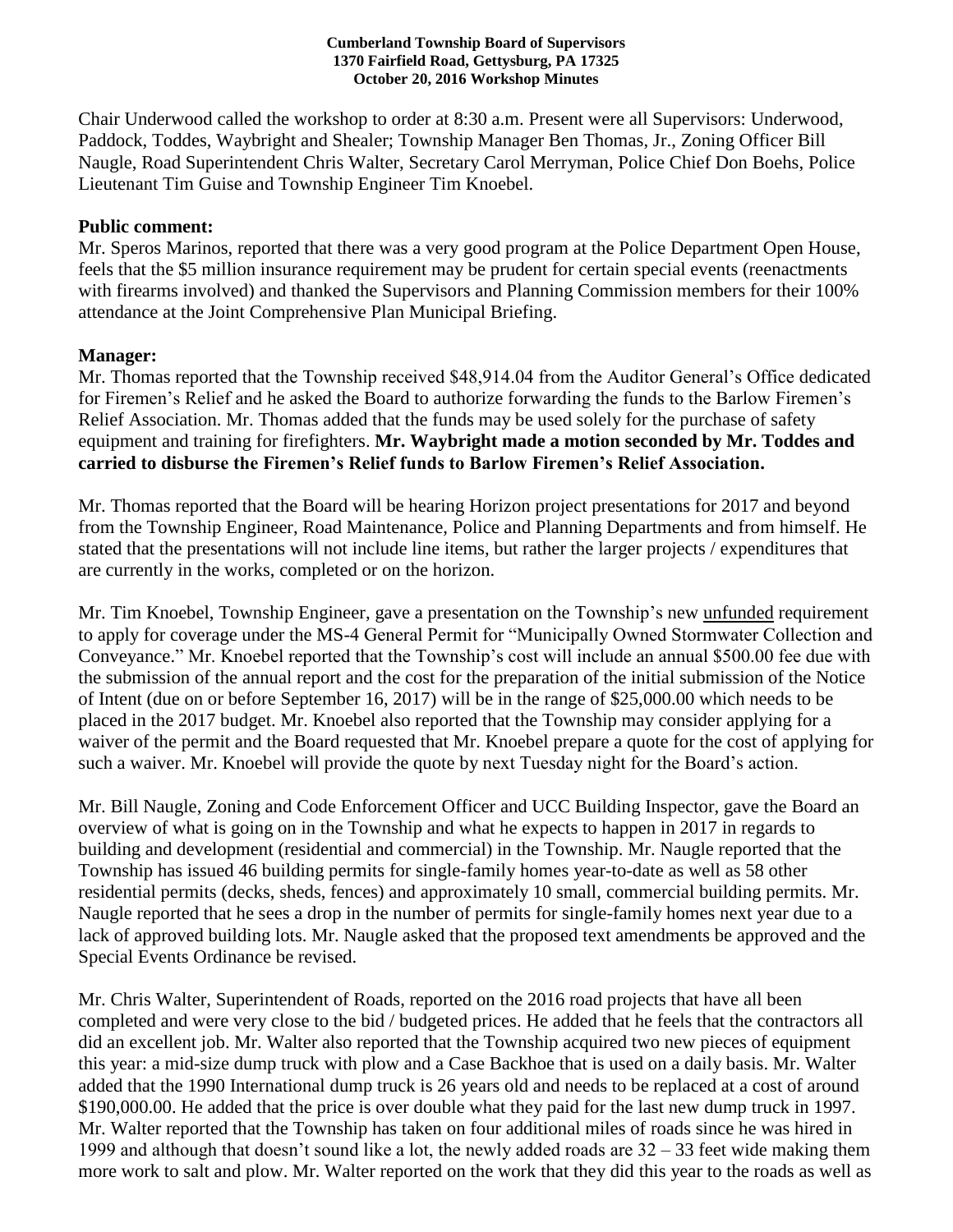**Cumberland Township Board of Supervisors**
**1370 Fairfield Road, Gettysburg, PA 17325**
**October 20, 2016 Workshop Minutes**

Chair Underwood called the workshop to order at 8:30 a.m. Present were all Supervisors: Underwood, Paddock, Toddes, Waybright and Shealer; Township Manager Ben Thomas, Jr., Zoning Officer Bill Naugle, Road Superintendent Chris Walter, Secretary Carol Merryman, Police Chief Don Boehs, Police Lieutenant Tim Guise and Township Engineer Tim Knoebel.

**Public comment:**

Mr. Speros Marinos, reported that there was a very good program at the Police Department Open House, feels that the $5 million insurance requirement may be prudent for certain special events (reenactments with firearms involved) and thanked the Supervisors and Planning Commission members for their 100% attendance at the Joint Comprehensive Plan Municipal Briefing.

**Manager:**

Mr. Thomas reported that the Township received $48,914.04 from the Auditor General's Office dedicated for Firemen's Relief and he asked the Board to authorize forwarding the funds to the Barlow Firemen's Relief Association. Mr. Thomas added that the funds may be used solely for the purchase of safety equipment and training for firefighters. **Mr. Waybright made a motion seconded by Mr. Toddes and carried to disburse the Firemen's Relief funds to Barlow Firemen's Relief Association.**

Mr. Thomas reported that the Board will be hearing Horizon project presentations for 2017 and beyond from the Township Engineer, Road Maintenance, Police and Planning Departments and from himself. He stated that the presentations will not include line items, but rather the larger projects / expenditures that are currently in the works, completed or on the horizon.

Mr. Tim Knoebel, Township Engineer, gave a presentation on the Township's new unfunded requirement to apply for coverage under the MS-4 General Permit for "Municipally Owned Stormwater Collection and Conveyance." Mr. Knoebel reported that the Township's cost will include an annual $500.00 fee due with the submission of the annual report and the cost for the preparation of the initial submission of the Notice of Intent (due on or before September 16, 2017) will be in the range of $25,000.00 which needs to be placed in the 2017 budget. Mr. Knoebel also reported that the Township may consider applying for a waiver of the permit and the Board requested that Mr. Knoebel prepare a quote for the cost of applying for such a waiver. Mr. Knoebel will provide the quote by next Tuesday night for the Board's action.

Mr. Bill Naugle, Zoning and Code Enforcement Officer and UCC Building Inspector, gave the Board an overview of what is going on in the Township and what he expects to happen in 2017 in regards to building and development (residential and commercial) in the Township. Mr. Naugle reported that the Township has issued 46 building permits for single-family homes year-to-date as well as 58 other residential permits (decks, sheds, fences) and approximately 10 small, commercial building permits. Mr. Naugle reported that he sees a drop in the number of permits for single-family homes next year due to a lack of approved building lots. Mr. Naugle asked that the proposed text amendments be approved and the Special Events Ordinance be revised.

Mr. Chris Walter, Superintendent of Roads, reported on the 2016 road projects that have all been completed and were very close to the bid / budgeted prices. He added that he feels that the contractors all did an excellent job. Mr. Walter also reported that the Township acquired two new pieces of equipment this year: a mid-size dump truck with plow and a Case Backhoe that is used on a daily basis. Mr. Walter added that the 1990 International dump truck is 26 years old and needs to be replaced at a cost of around $190,000.00. He added that the price is over double what they paid for the last new dump truck in 1997. Mr. Walter reported that the Township has taken on four additional miles of roads since he was hired in 1999 and although that doesn't sound like a lot, the newly added roads are 32 – 33 feet wide making them more work to salt and plow. Mr. Walter reported on the work that they did this year to the roads as well as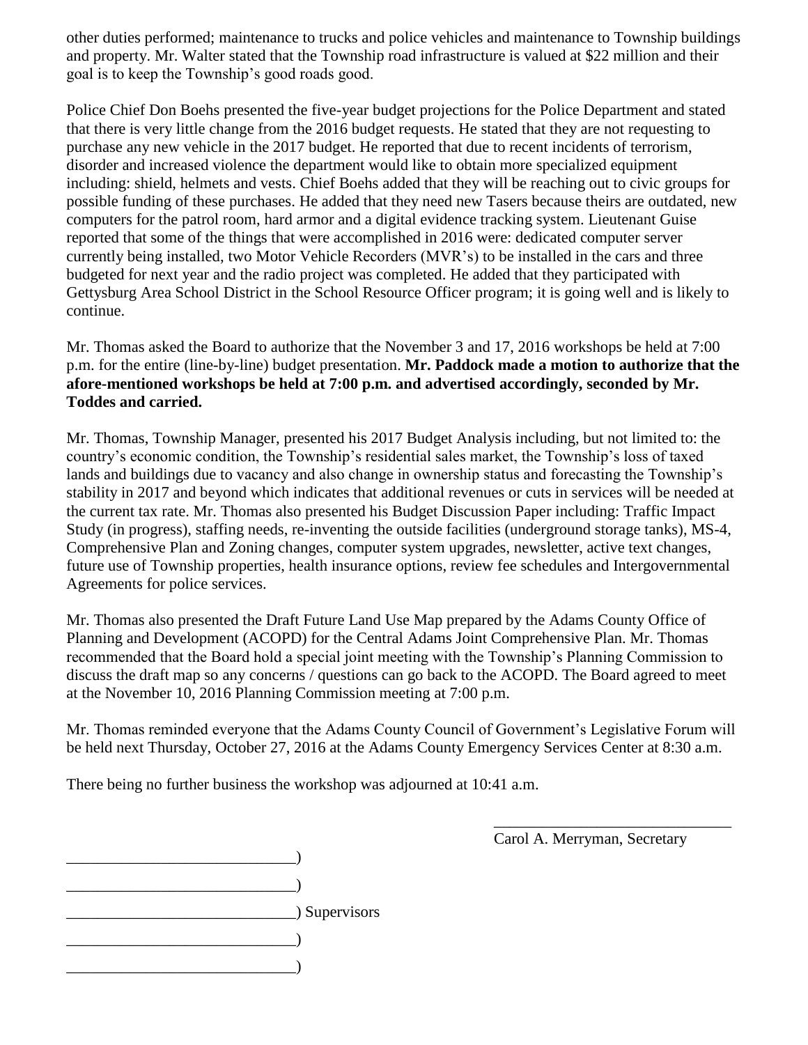other duties performed; maintenance to trucks and police vehicles and maintenance to Township buildings and property. Mr. Walter stated that the Township road infrastructure is valued at $22 million and their goal is to keep the Township's good roads good.

Police Chief Don Boehs presented the five-year budget projections for the Police Department and stated that there is very little change from the 2016 budget requests. He stated that they are not requesting to purchase any new vehicle in the 2017 budget. He reported that due to recent incidents of terrorism, disorder and increased violence the department would like to obtain more specialized equipment including: shield, helmets and vests. Chief Boehs added that they will be reaching out to civic groups for possible funding of these purchases. He added that they need new Tasers because theirs are outdated, new computers for the patrol room, hard armor and a digital evidence tracking system. Lieutenant Guise reported that some of the things that were accomplished in 2016 were: dedicated computer server currently being installed, two Motor Vehicle Recorders (MVR's) to be installed in the cars and three budgeted for next year and the radio project was completed. He added that they participated with Gettysburg Area School District in the School Resource Officer program; it is going well and is likely to continue.

Mr. Thomas asked the Board to authorize that the November 3 and 17, 2016 workshops be held at 7:00 p.m. for the entire (line-by-line) budget presentation. **Mr. Paddock made a motion to authorize that the afore-mentioned workshops be held at 7:00 p.m. and advertised accordingly, seconded by Mr. Toddes and carried.**

Mr. Thomas, Township Manager, presented his 2017 Budget Analysis including, but not limited to: the country's economic condition, the Township's residential sales market, the Township's loss of taxed lands and buildings due to vacancy and also change in ownership status and forecasting the Township's stability in 2017 and beyond which indicates that additional revenues or cuts in services will be needed at the current tax rate. Mr. Thomas also presented his Budget Discussion Paper including: Traffic Impact Study (in progress), staffing needs, re-inventing the outside facilities (underground storage tanks), MS-4, Comprehensive Plan and Zoning changes, computer system upgrades, newsletter, active text changes, future use of Township properties, health insurance options, review fee schedules and Intergovernmental Agreements for police services.

Mr. Thomas also presented the Draft Future Land Use Map prepared by the Adams County Office of Planning and Development (ACOPD) for the Central Adams Joint Comprehensive Plan. Mr. Thomas recommended that the Board hold a special joint meeting with the Township's Planning Commission to discuss the draft map so any concerns / questions can go back to the ACOPD. The Board agreed to meet at the November 10, 2016 Planning Commission meeting at 7:00 p.m.

Mr. Thomas reminded everyone that the Adams County Council of Government's Legislative Forum will be held next Thursday, October 27, 2016 at the Adams County Emergency Services Center at 8:30 a.m.

There being no further business the workshop was adjourned at 10:41 a.m.

______________________________
Carol A. Merryman, Secretary

______________________________)
______________________________)
______________________________) Supervisors
______________________________)
______________________________)